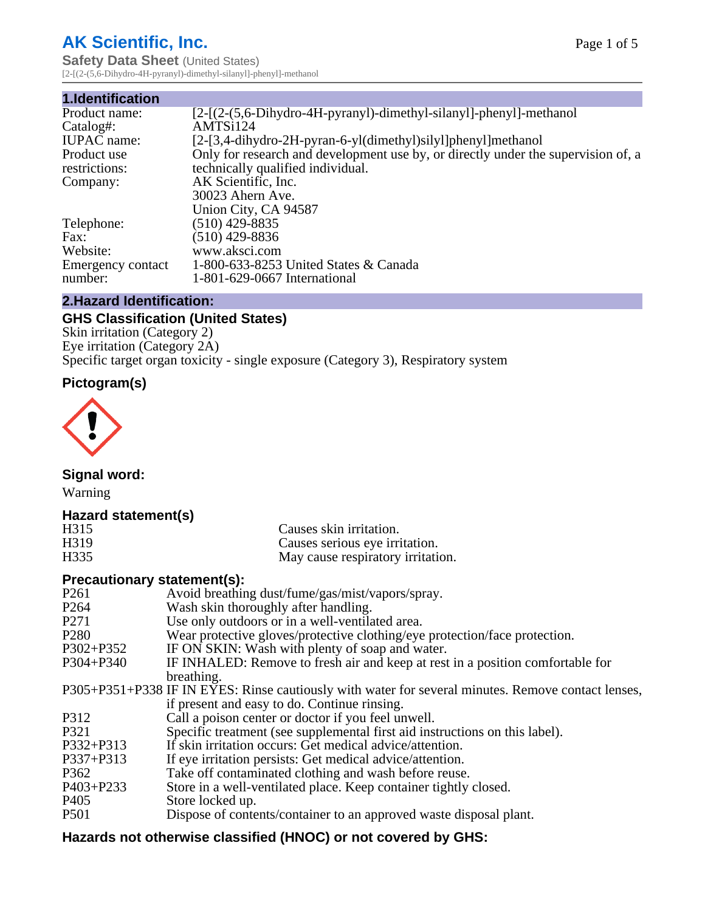# AK Scientific, Inc.

**Safety Data Sheet** (United States)
[2-[(2-(5,6-Dihydro-4H-pyranyl)-dimethyl-silanyl]-phenyl]-methanol

## 1.Identification

| | |
|---|---|
| Product name: | [2-[(2-(5,6-Dihydro-4H-pyranyl)-dimethyl-silanyl]-phenyl]-methanol |
| Catalog#: | AMTSi124 |
| IUPAC name: | [2-[3,4-dihydro-2H-pyran-6-yl(dimethyl)silyl]phenyl]methanol |
| Product use restrictions: | Only for research and development use by, or directly under the supervision of, a technically qualified individual. |
| Company: | AK Scientific, Inc.<br>30023 Ahern Ave.<br>Union City, CA 94587 |
| Telephone: | (510) 429-8835 |
| Fax: | (510) 429-8836 |
| Website: | www.aksci.com |
| Emergency contact number: | 1-800-633-8253 United States & Canada<br>1-801-629-0667 International |

## 2.Hazard Identification:

### GHS Classification (United States)

Skin irritation (Category 2)
Eye irritation (Category 2A)
Specific target organ toxicity - single exposure (Category 3), Respiratory system

### Pictogram(s)

### Signal word:

Warning

### Hazard statement(s)

| | |
|---|---|
| H315 | Causes skin irritation. |
| H319 | Causes serious eye irritation. |
| H335 | May cause respiratory irritation. |

### Precautionary statement(s):

| | |
|---|---|
| P261 | Avoid breathing dust/fume/gas/mist/vapors/spray. |
| P264 | Wash skin thoroughly after handling. |
| P271 | Use only outdoors or in a well-ventilated area. |
| P280 | Wear protective gloves/protective clothing/eye protection/face protection. |
| P302+P352 | IF ON SKIN: Wash with plenty of soap and water. |
| P304+P340 | IF INHALED: Remove to fresh air and keep at rest in a position comfortable for breathing. |
| P305+P351+P338 | IF IN EYES: Rinse cautiously with water for several minutes. Remove contact lenses, if present and easy to do. Continue rinsing. |
| P312 | Call a poison center or doctor if you feel unwell. |
| P321 | Specific treatment (see supplemental first aid instructions on this label). |
| P332+P313 | If skin irritation occurs: Get medical advice/attention. |
| P337+P313 | If eye irritation persists: Get medical advice/attention. |
| P362 | Take off contaminated clothing and wash before reuse. |
| P403+P233 | Store in a well-ventilated place. Keep container tightly closed. |
| P405 | Store locked up. |
| P501 | Dispose of contents/container to an approved waste disposal plant. |

### Hazards not otherwise classified (HNOC) or not covered by GHS: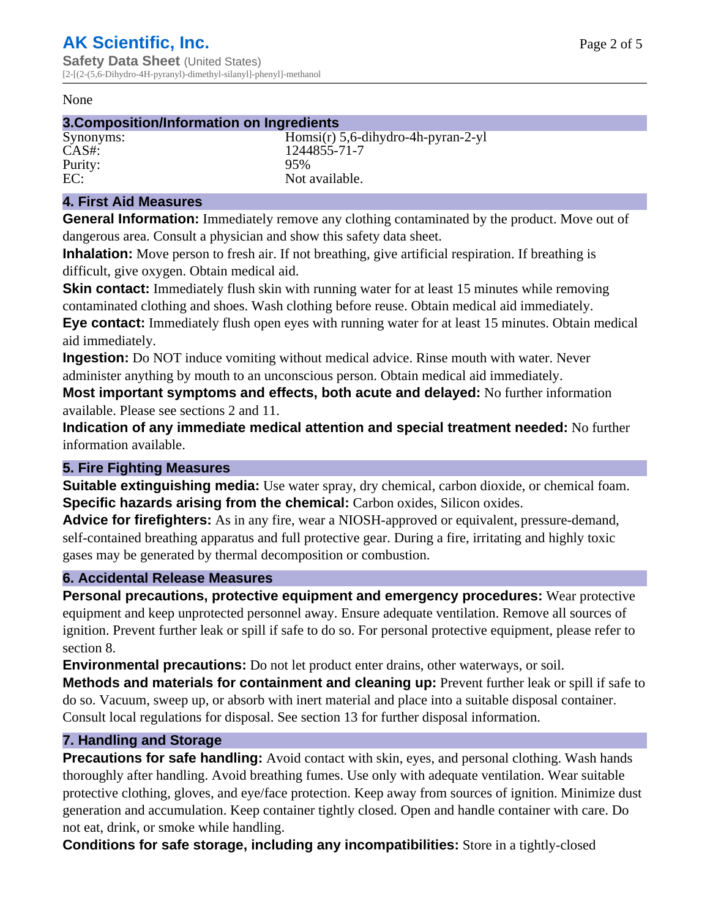None

## 3.Composition/Information on Ingredients

| | |
|---|---|
| Synonyms: | Homsi(r) 5,6-dihydro-4h-pyran-2-yl |
| CAS#: | 1244855-71-7 |
| Purity: | 95% |
| EC: | Not available. |

## 4. First Aid Measures

**General Information:** Immediately remove any clothing contaminated by the product. Move out of dangerous area. Consult a physician and show this safety data sheet.

**Inhalation:** Move person to fresh air. If not breathing, give artificial respiration. If breathing is difficult, give oxygen. Obtain medical aid.

**Skin contact:** Immediately flush skin with running water for at least 15 minutes while removing contaminated clothing and shoes. Wash clothing before reuse. Obtain medical aid immediately.

**Eye contact:** Immediately flush open eyes with running water for at least 15 minutes. Obtain medical aid immediately.

**Ingestion:** Do NOT induce vomiting without medical advice. Rinse mouth with water. Never administer anything by mouth to an unconscious person. Obtain medical aid immediately.

**Most important symptoms and effects, both acute and delayed:** No further information available. Please see sections 2 and 11.

**Indication of any immediate medical attention and special treatment needed:** No further information available.

## 5. Fire Fighting Measures

**Suitable extinguishing media:** Use water spray, dry chemical, carbon dioxide, or chemical foam.

**Specific hazards arising from the chemical:** Carbon oxides, Silicon oxides.

**Advice for firefighters:** As in any fire, wear a NIOSH-approved or equivalent, pressure-demand, self-contained breathing apparatus and full protective gear. During a fire, irritating and highly toxic gases may be generated by thermal decomposition or combustion.

## 6. Accidental Release Measures

**Personal precautions, protective equipment and emergency procedures:** Wear protective equipment and keep unprotected personnel away. Ensure adequate ventilation. Remove all sources of ignition. Prevent further leak or spill if safe to do so. For personal protective equipment, please refer to section 8.

**Environmental precautions:** Do not let product enter drains, other waterways, or soil.

**Methods and materials for containment and cleaning up:** Prevent further leak or spill if safe to do so. Vacuum, sweep up, or absorb with inert material and place into a suitable disposal container. Consult local regulations for disposal. See section 13 for further disposal information.

## 7. Handling and Storage

**Precautions for safe handling:** Avoid contact with skin, eyes, and personal clothing. Wash hands thoroughly after handling. Avoid breathing fumes. Use only with adequate ventilation. Wear suitable protective clothing, gloves, and eye/face protection. Keep away from sources of ignition. Minimize dust generation and accumulation. Keep container tightly closed. Open and handle container with care. Do not eat, drink, or smoke while handling.

**Conditions for safe storage, including any incompatibilities:** Store in a tightly-closed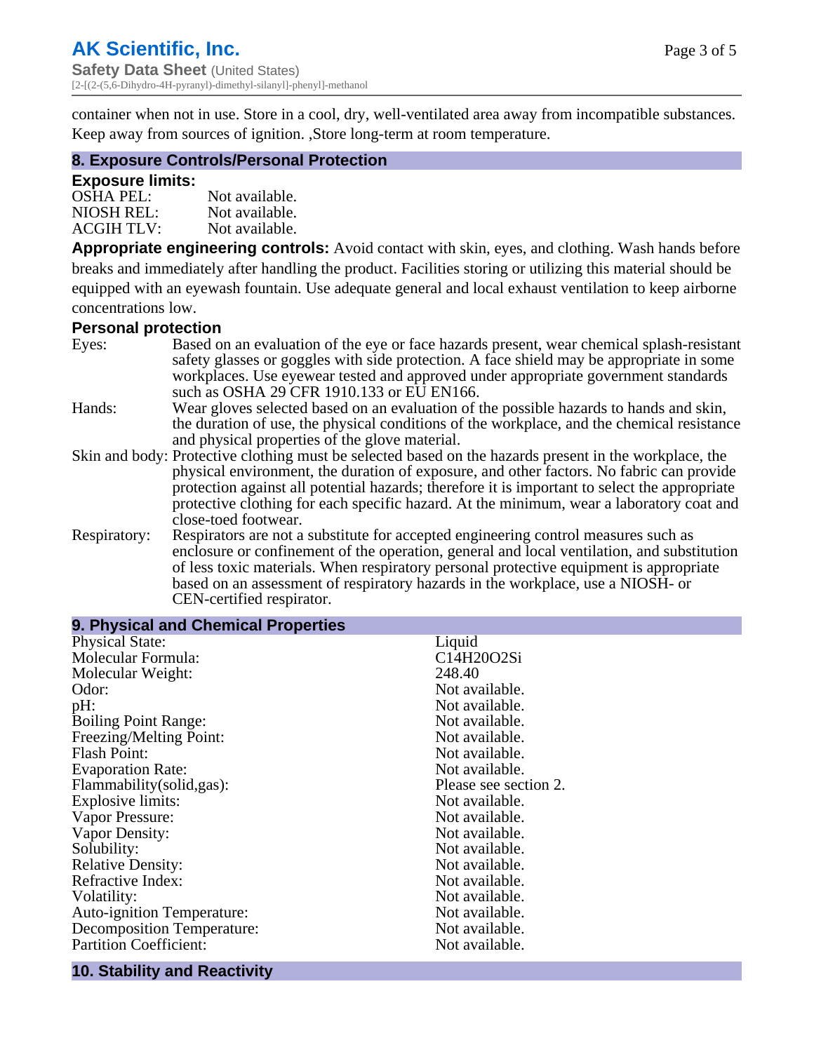container when not in use. Store in a cool, dry, well-ventilated area away from incompatible substances. Keep away from sources of ignition. ,Store long-term at room temperature.

## 8. Exposure Controls/Personal Protection

### Exposure limits:

| | |
|---|---|
| OSHA PEL: | Not available. |
| NIOSH REL: | Not available. |
| ACGIH TLV: | Not available. |

**Appropriate engineering controls:** Avoid contact with skin, eyes, and clothing. Wash hands before breaks and immediately after handling the product. Facilities storing or utilizing this material should be equipped with an eyewash fountain. Use adequate general and local exhaust ventilation to keep airborne concentrations low.

### Personal protection

| | |
|---|---|
| Eyes: | Based on an evaluation of the eye or face hazards present, wear chemical splash-resistant safety glasses or goggles with side protection. A face shield may be appropriate in some workplaces. Use eyewear tested and approved under appropriate government standards such as OSHA 29 CFR 1910.133 or EU EN166. |
| Hands: | Wear gloves selected based on an evaluation of the possible hazards to hands and skin, the duration of use, the physical conditions of the workplace, and the chemical resistance and physical properties of the glove material. |
| Skin and body: | Protective clothing must be selected based on the hazards present in the workplace, the physical environment, the duration of exposure, and other factors. No fabric can provide protection against all potential hazards; therefore it is important to select the appropriate protective clothing for each specific hazard. At the minimum, wear a laboratory coat and close-toed footwear. |
| Respiratory: | Respirators are not a substitute for accepted engineering control measures such as enclosure or confinement of the operation, general and local ventilation, and substitution of less toxic materials. When respiratory personal protective equipment is appropriate based on an assessment of respiratory hazards in the workplace, use a NIOSH- or CEN-certified respirator. |

## 9. Physical and Chemical Properties

| | |
|---|---|
| Physical State: | Liquid |
| Molecular Formula: | C14H20O2Si |
| Molecular Weight: | 248.40 |
| Odor: | Not available. |
| pH: | Not available. |
| Boiling Point Range: | Not available. |
| Freezing/Melting Point: | Not available. |
| Flash Point: | Not available. |
| Evaporation Rate: | Not available. |
| Flammability(solid,gas): | Please see section 2. |
| Explosive limits: | Not available. |
| Vapor Pressure: | Not available. |
| Vapor Density: | Not available. |
| Solubility: | Not available. |
| Relative Density: | Not available. |
| Refractive Index: | Not available. |
| Volatility: | Not available. |
| Auto-ignition Temperature: | Not available. |
| Decomposition Temperature: | Not available. |
| Partition Coefficient: | Not available. |

## 10. Stability and Reactivity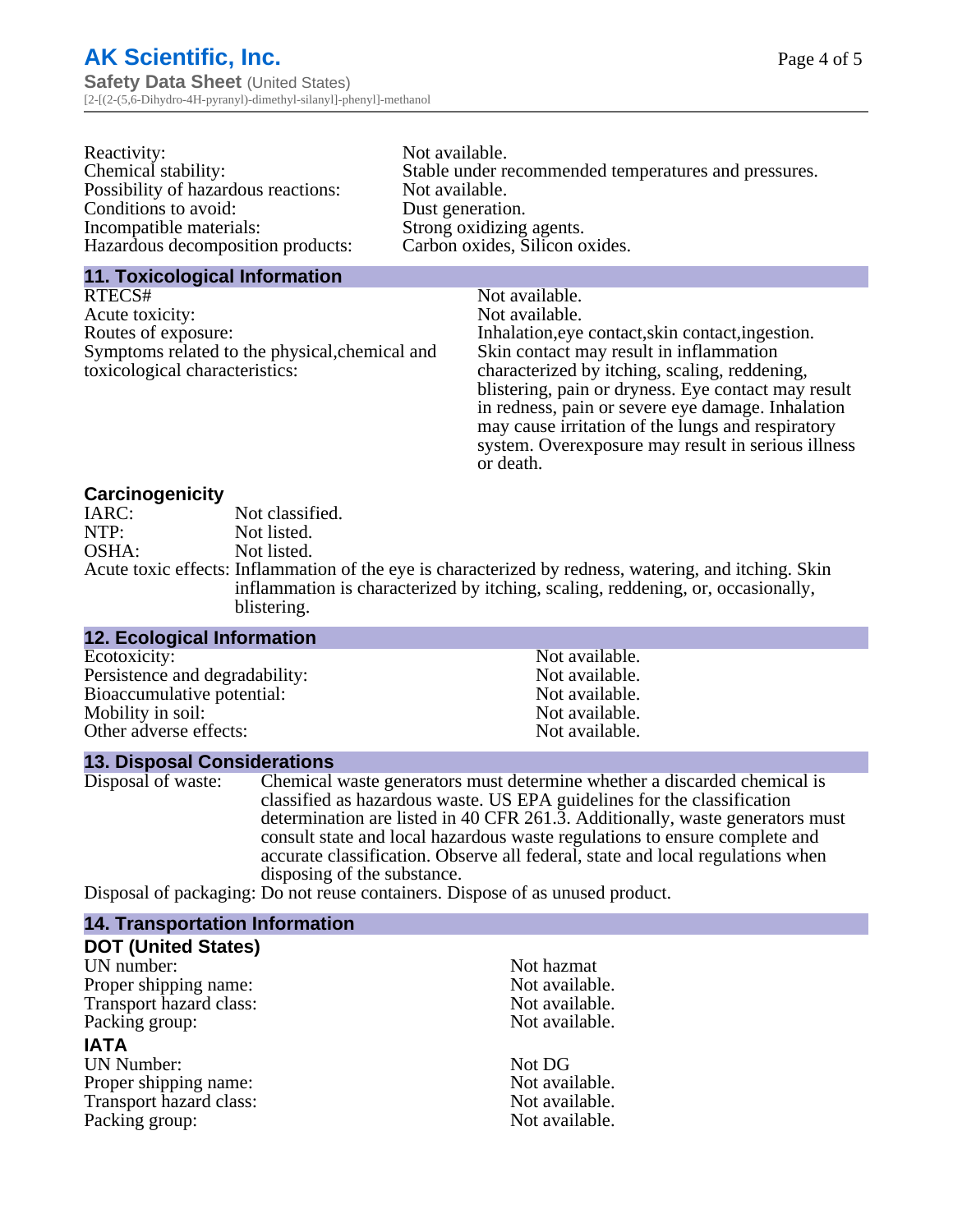| | |
|---|---|
| Reactivity: | Not available. |
| Chemical stability: | Stable under recommended temperatures and pressures. |
| Possibility of hazardous reactions: | Not available. |
| Conditions to avoid: | Dust generation. |
| Incompatible materials: | Strong oxidizing agents. |
| Hazardous decomposition products: | Carbon oxides, Silicon oxides. |

## 11. Toxicological Information

| | |
|---|---|
| RTECS# | Not available. |
| Acute toxicity: | Not available. |
| Routes of exposure: | Inhalation,eye contact,skin contact,ingestion. |
| Symptoms related to the physical,chemical and toxicological characteristics: | Skin contact may result in inflammation characterized by itching, scaling, reddening, blistering, pain or dryness. Eye contact may result in redness, pain or severe eye damage. Inhalation may cause irritation of the lungs and respiratory system. Overexposure may result in serious illness or death. |

### Carcinogenicity

| | |
|---|---|
| IARC: | Not classified. |
| NTP: | Not listed. |
| OSHA: | Not listed. |
| Acute toxic effects: | Inflammation of the eye is characterized by redness, watering, and itching. Skin inflammation is characterized by itching, scaling, reddening, or, occasionally, blistering. |

## 12. Ecological Information

| | |
|---|---|
| Ecotoxicity: | Not available. |
| Persistence and degradability: | Not available. |
| Bioaccumulative potential: | Not available. |
| Mobility in soil: | Not available. |
| Other adverse effects: | Not available. |

## 13. Disposal Considerations

| | |
|---|---|
| Disposal of waste: | Chemical waste generators must determine whether a discarded chemical is classified as hazardous waste. US EPA guidelines for the classification determination are listed in 40 CFR 261.3. Additionally, waste generators must consult state and local hazardous waste regulations to ensure complete and accurate classification. Observe all federal, state and local regulations when disposing of the substance. |
| Disposal of packaging: | Do not reuse containers. Dispose of as unused product. |

## 14. Transportation Information

### DOT (United States)

| | |
|---|---|
| UN number: | Not hazmat |
| Proper shipping name: | Not available. |
| Transport hazard class: | Not available. |
| Packing group: | Not available. |

### IATA

| | |
|---|---|
| UN Number: | Not DG |
| Proper shipping name: | Not available. |
| Transport hazard class: | Not available. |
| Packing group: | Not available. |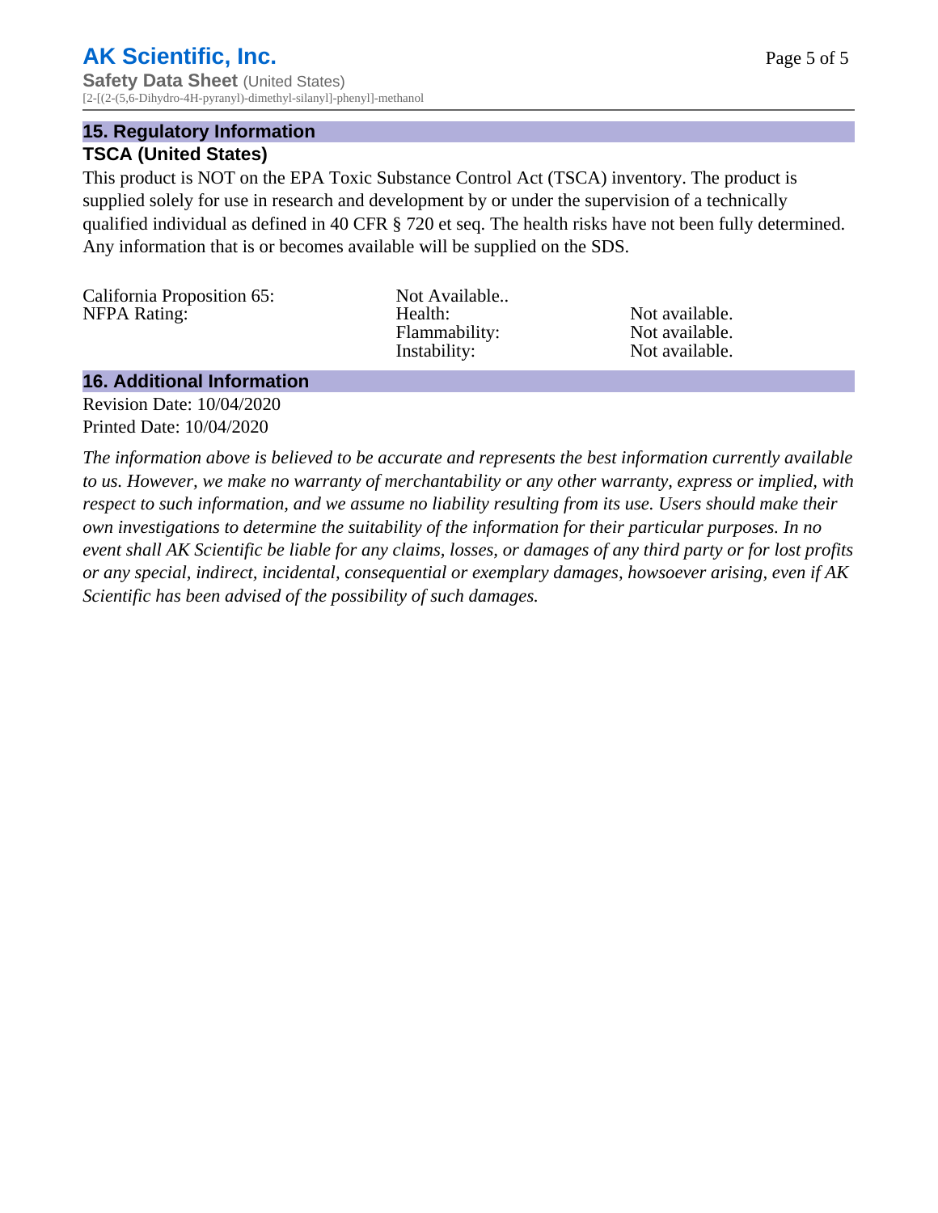## 15. Regulatory Information

### TSCA (United States)

This product is NOT on the EPA Toxic Substance Control Act (TSCA) inventory. The product is supplied solely for use in research and development by or under the supervision of a technically qualified individual as defined in 40 CFR § 720 et seq. The health risks have not been fully determined. Any information that is or becomes available will be supplied on the SDS.

| | | |
|---|---|---|
| California Proposition 65: | Not Available.. | |
| NFPA Rating: | Health: | Not available. |
| | Flammability: | Not available. |
| | Instability: | Not available. |

## 16. Additional Information

Revision Date: 10/04/2020
Printed Date: 10/04/2020

*The information above is believed to be accurate and represents the best information currently available to us. However, we make no warranty of merchantability or any other warranty, express or implied, with respect to such information, and we assume no liability resulting from its use. Users should make their own investigations to determine the suitability of the information for their particular purposes. In no event shall AK Scientific be liable for any claims, losses, or damages of any third party or for lost profits or any special, indirect, incidental, consequential or exemplary damages, howsoever arising, even if AK Scientific has been advised of the possibility of such damages.*